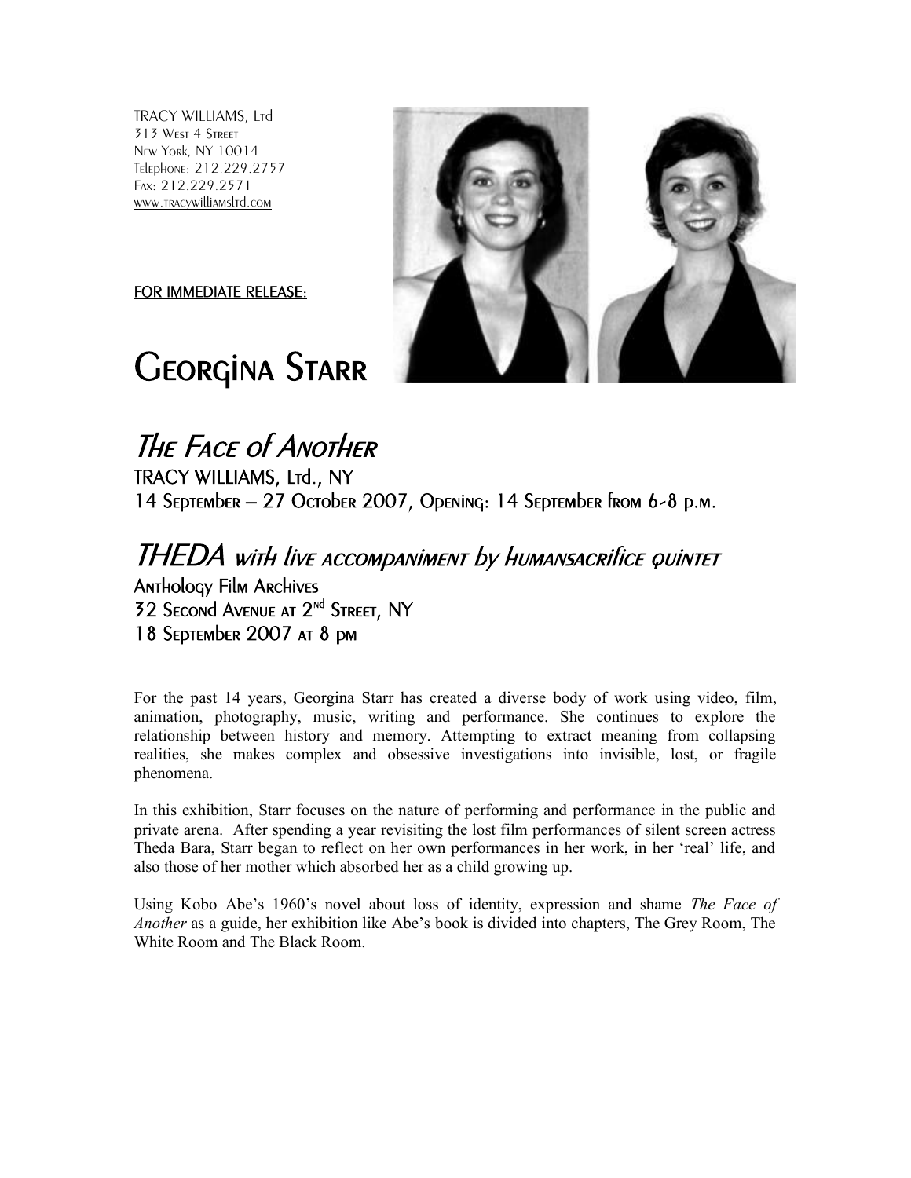TRACY WILLIAMS, Ltd
313 West 4 Street
New York, NY 10014
Telephone: 212.229.2757
Fax: 212.229.2571
www.tracywilliamsltd.com

FOR IMMEDIATE RELEASE:

# Georgina Starr

## *The Face of Another*

TRACY WILLIAMS, Ltd., NY
14 September – 27 October 2007, Opening: 14 September from 6-8 p.m.

## *THEDA with live accompaniment by humansacrifice quintet*

Anthology Film Archives
32 Second Avenue at 2nd Street, NY
18 September 2007 at 8 pm

For the past 14 years, Georgina Starr has created a diverse body of work using video, film, animation, photography, music, writing and performance. She continues to explore the relationship between history and memory. Attempting to extract meaning from collapsing realities, she makes complex and obsessive investigations into invisible, lost, or fragile phenomena.

In this exhibition, Starr focuses on the nature of performing and performance in the public and private arena. After spending a year revisiting the lost film performances of silent screen actress Theda Bara, Starr began to reflect on her own performances in her work, in her 'real' life, and also those of her mother which absorbed her as a child growing up.

Using Kobo Abe's 1960's novel about loss of identity, expression and shame *The Face of Another* as a guide, her exhibition like Abe's book is divided into chapters, The Grey Room, The White Room and The Black Room.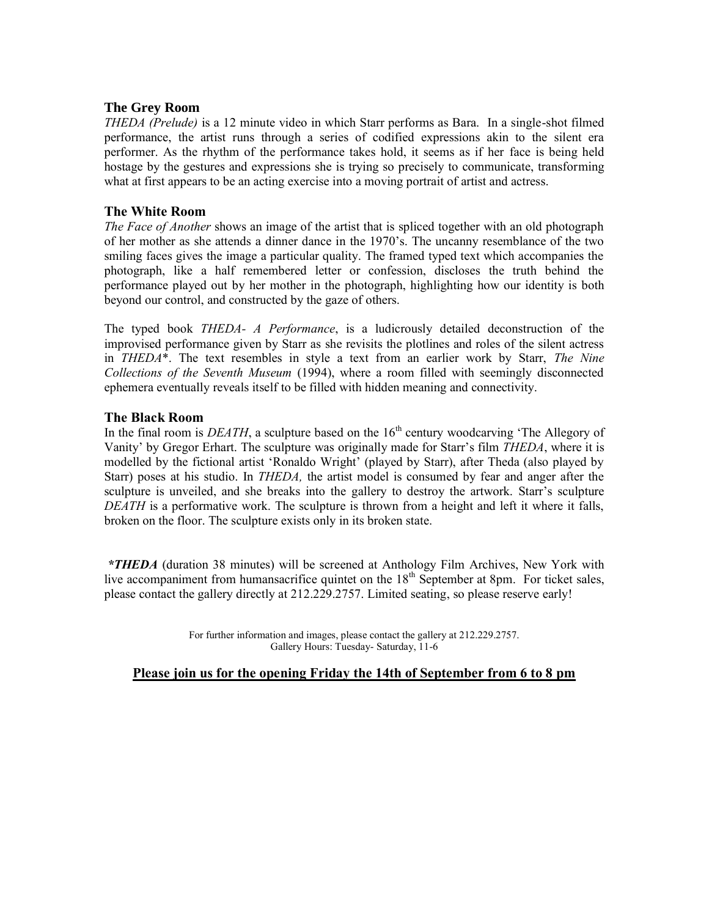### The Grey Room

*THEDA (Prelude)* is a 12 minute video in which Starr performs as Bara. In a single-shot filmed performance, the artist runs through a series of codified expressions akin to the silent era performer. As the rhythm of the performance takes hold, it seems as if her face is being held hostage by the gestures and expressions she is trying so precisely to communicate, transforming what at first appears to be an acting exercise into a moving portrait of artist and actress.

### The White Room

*The Face of Another* shows an image of the artist that is spliced together with an old photograph of her mother as she attends a dinner dance in the 1970's. The uncanny resemblance of the two smiling faces gives the image a particular quality. The framed typed text which accompanies the photograph, like a half remembered letter or confession, discloses the truth behind the performance played out by her mother in the photograph, highlighting how our identity is both beyond our control, and constructed by the gaze of others.

The typed book *THEDA- A Performance*, is a ludicrously detailed deconstruction of the improvised performance given by Starr as she revisits the plotlines and roles of the silent actress in *THEDA*\*. The text resembles in style a text from an earlier work by Starr, *The Nine Collections of the Seventh Museum* (1994), where a room filled with seemingly disconnected ephemera eventually reveals itself to be filled with hidden meaning and connectivity.

### The Black Room

In the final room is *DEATH*, a sculpture based on the 16th century woodcarving 'The Allegory of Vanity' by Gregor Erhart. The sculpture was originally made for Starr's film *THEDA*, where it is modelled by the fictional artist 'Ronaldo Wright' (played by Starr), after Theda (also played by Starr) poses at his studio. In *THEDA,* the artist model is consumed by fear and anger after the sculpture is unveiled, and she breaks into the gallery to destroy the artwork. Starr's sculpture *DEATH* is a performative work. The sculpture is thrown from a height and left it where it falls, broken on the floor. The sculpture exists only in its broken state.

***\*THEDA*** (duration 38 minutes) will be screened at Anthology Film Archives, New York with live accompaniment from humansacrifice quintet on the 18th September at 8pm. For ticket sales, please contact the gallery directly at 212.229.2757. Limited seating, so please reserve early!

For further information and images, please contact the gallery at 212.229.2757.
Gallery Hours: Tuesday- Saturday, 11-6

**Please join us for the opening Friday the 14th of September from 6 to 8 pm**